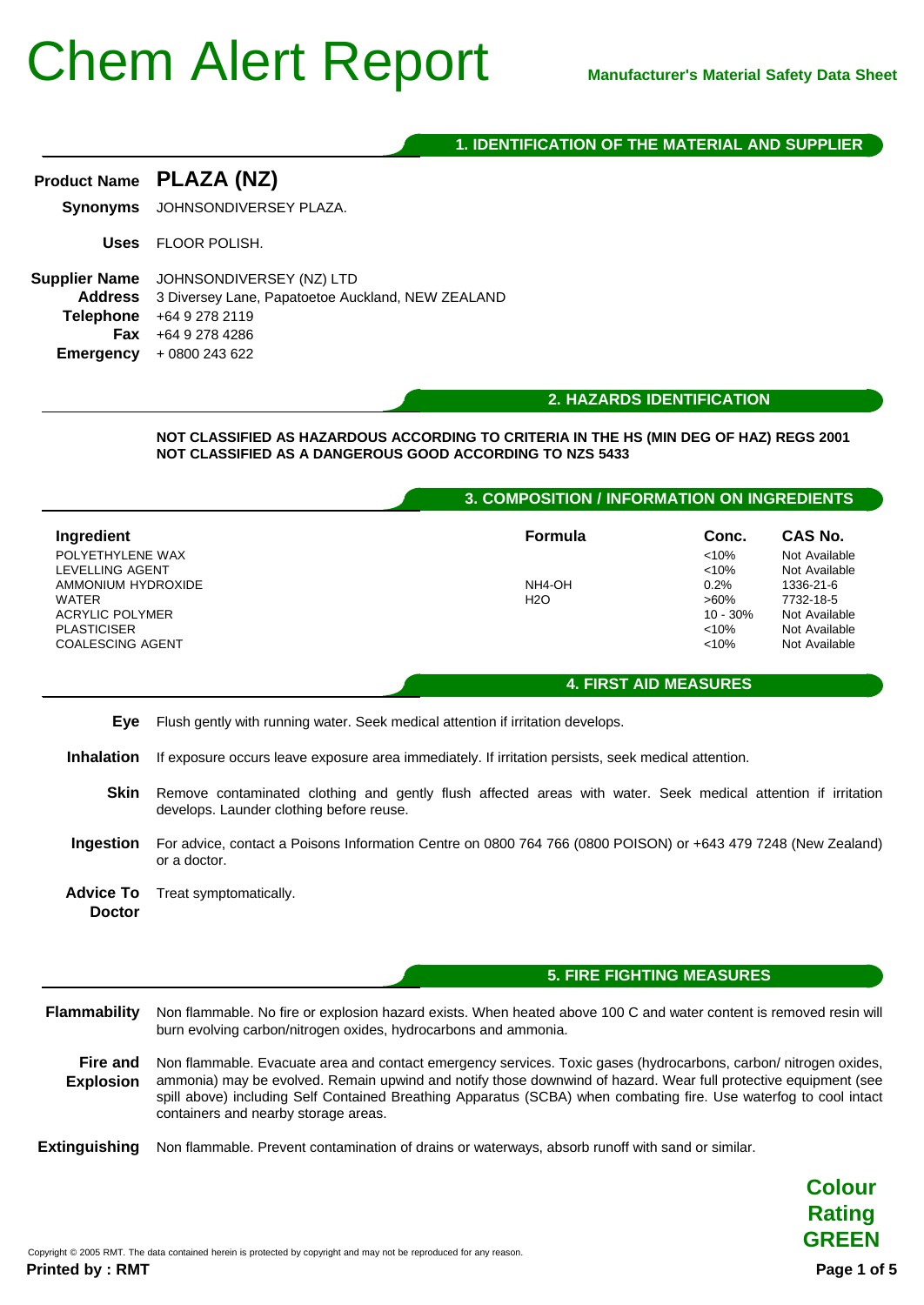# Chem Alert Report

**Manufacturer's Material Safety Data Sheet**

## 1. IDENTIFICATION OF THE MATERIAL AND SUPPLIER

**Product Name** **PLAZA (NZ)**

**Synonyms** JOHNSONDIVERSEY PLAZA.

**Uses** FLOOR POLISH.

**Supplier Name** JOHNSONDIVERSEY (NZ) LTD
**Address** 3 Diversey Lane, Papatoetoe Auckland, NEW ZEALAND
**Telephone** +64 9 278 2119
**Fax** +64 9 278 4286
**Emergency** + 0800 243 622

## 2. HAZARDS IDENTIFICATION

**NOT CLASSIFIED AS HAZARDOUS ACCORDING TO CRITERIA IN THE HS (MIN DEG OF HAZ) REGS 2001**
**NOT CLASSIFIED AS A DANGEROUS GOOD ACCORDING TO NZS 5433**

## 3. COMPOSITION / INFORMATION ON INGREDIENTS

| Ingredient | Formula | Conc. | CAS No. |
|---|---|---|---|
| POLYETHYLENE WAX | | <10% | Not Available |
| LEVELLING AGENT | | <10% | Not Available |
| AMMONIUM HYDROXIDE | NH4-OH | 0.2% | 1336-21-6 |
| WATER | $H_2O$ | >60% | 7732-18-5 |
| ACRYLIC POLYMER | | 10 - 30% | Not Available |
| PLASTICISER | | <10% | Not Available |
| COALESCING AGENT | | <10% | Not Available |

## 4. FIRST AID MEASURES

**Eye** Flush gently with running water. Seek medical attention if irritation develops.

**Inhalation** If exposure occurs leave exposure area immediately. If irritation persists, seek medical attention.

**Skin** Remove contaminated clothing and gently flush affected areas with water. Seek medical attention if irritation develops. Launder clothing before reuse.

**Ingestion** For advice, contact a Poisons Information Centre on 0800 764 766 (0800 POISON) or +643 479 7248 (New Zealand) or a doctor.

**Advice To Doctor** Treat symptomatically.

## 5. FIRE FIGHTING MEASURES

**Flammability** Non flammable. No fire or explosion hazard exists. When heated above 100 C and water content is removed resin will burn evolving carbon/nitrogen oxides, hydrocarbons and ammonia.

**Fire and Explosion** Non flammable. Evacuate area and contact emergency services. Toxic gases (hydrocarbons, carbon/ nitrogen oxides, ammonia) may be evolved. Remain upwind and notify those downwind of hazard. Wear full protective equipment (see spill above) including Self Contained Breathing Apparatus (SCBA) when combating fire. Use waterfog to cool intact containers and nearby storage areas.

**Extinguishing** Non flammable. Prevent contamination of drains or waterways, absorb runoff with sand or similar.

**Colour Rating GREEN**

Copyright © 2005 RMT. The data contained herein is protected by copyright and may not be reproduced for any reason.

**Printed by : RMT**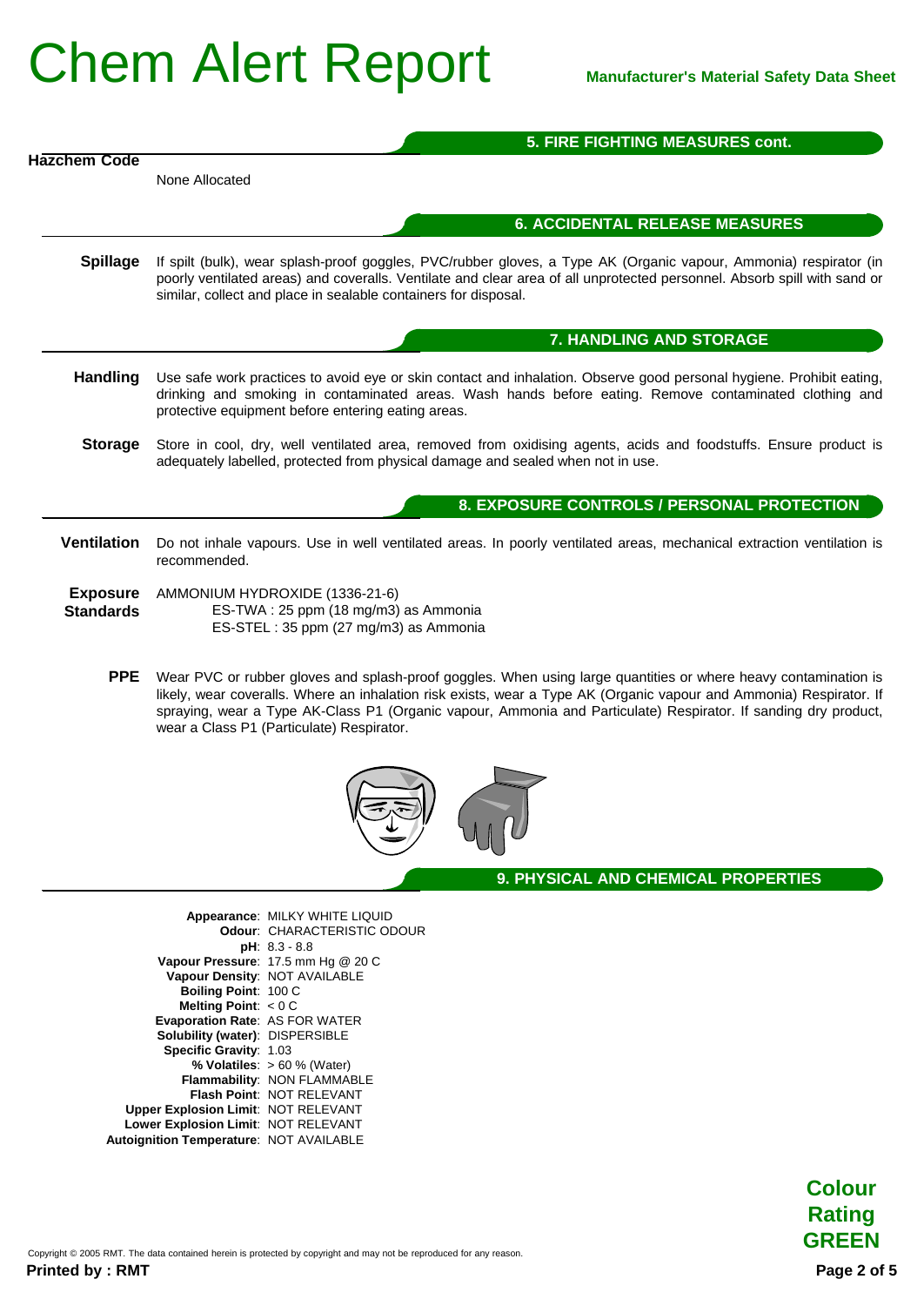## 5. FIRE FIGHTING MEASURES cont.

**Hazchem Code**

None Allocated

## 6. ACCIDENTAL RELEASE MEASURES

**Spillage** If spilt (bulk), wear splash-proof goggles, PVC/rubber gloves, a Type AK (Organic vapour, Ammonia) respirator (in poorly ventilated areas) and coveralls. Ventilate and clear area of all unprotected personnel. Absorb spill with sand or similar, collect and place in sealable containers for disposal.

## 7. HANDLING AND STORAGE

**Handling** Use safe work practices to avoid eye or skin contact and inhalation. Observe good personal hygiene. Prohibit eating, drinking and smoking in contaminated areas. Wash hands before eating. Remove contaminated clothing and protective equipment before entering eating areas.

**Storage** Store in cool, dry, well ventilated area, removed from oxidising agents, acids and foodstuffs. Ensure product is adequately labelled, protected from physical damage and sealed when not in use.

## 8. EXPOSURE CONTROLS / PERSONAL PROTECTION

**Ventilation** Do not inhale vapours. Use in well ventilated areas. In poorly ventilated areas, mechanical extraction ventilation is recommended.

**Exposure Standards** AMMONIUM HYDROXIDE (1336-21-6)
ES-TWA : 25 ppm (18 mg/m3) as Ammonia
ES-STEL : 35 ppm (27 mg/m3) as Ammonia

**PPE** Wear PVC or rubber gloves and splash-proof goggles. When using large quantities or where heavy contamination is likely, wear coveralls. Where an inhalation risk exists, wear a Type AK (Organic vapour and Ammonia) Respirator. If spraying, wear a Type AK-Class P1 (Organic vapour, Ammonia and Particulate) Respirator. If sanding dry product, wear a Class P1 (Particulate) Respirator.

## 9. PHYSICAL AND CHEMICAL PROPERTIES

**Appearance**: MILKY WHITE LIQUID
**Odour**: CHARACTERISTIC ODOUR
**pH**: 8.3 - 8.8
**Vapour Pressure**: 17.5 mm Hg @ 20 C
**Vapour Density**: NOT AVAILABLE
**Boiling Point**: 100 C
**Melting Point**: < 0 C
**Evaporation Rate**: AS FOR WATER
**Solubility (water)**: DISPERSIBLE
**Specific Gravity**: 1.03
**% Volatiles**: > 60 % (Water)
**Flammability**: NON FLAMMABLE
**Flash Point**: NOT RELEVANT
**Upper Explosion Limit**: NOT RELEVANT
**Lower Explosion Limit**: NOT RELEVANT
**Autoignition Temperature**: NOT AVAILABLE

**Colour Rating GREEN**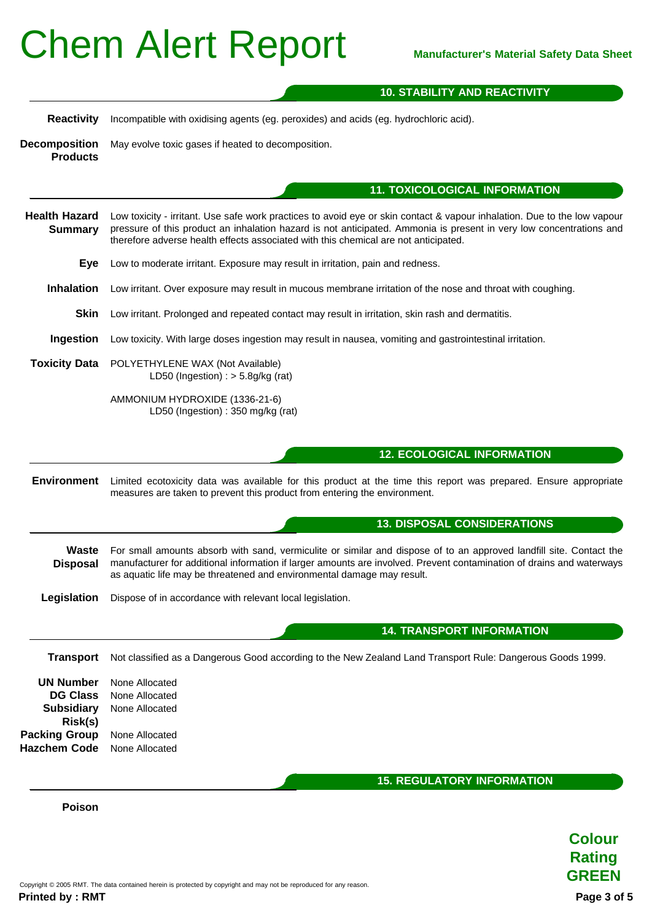## 10. STABILITY AND REACTIVITY

**Reactivity** Incompatible with oxidising agents (eg. peroxides) and acids (eg. hydrochloric acid).

**Decomposition Products** May evolve toxic gases if heated to decomposition.

## 11. TOXICOLOGICAL INFORMATION

**Health Hazard Summary** Low toxicity - irritant. Use safe work practices to avoid eye or skin contact & vapour inhalation. Due to the low vapour pressure of this product an inhalation hazard is not anticipated. Ammonia is present in very low concentrations and therefore adverse health effects associated with this chemical are not anticipated.

**Eye** Low to moderate irritant. Exposure may result in irritation, pain and redness.

**Inhalation** Low irritant. Over exposure may result in mucous membrane irritation of the nose and throat with coughing.

**Skin** Low irritant. Prolonged and repeated contact may result in irritation, skin rash and dermatitis.

**Ingestion** Low toxicity. With large doses ingestion may result in nausea, vomiting and gastrointestinal irritation.

**Toxicity Data** POLYETHYLENE WAX (Not Available)
LD50 (Ingestion) : > 5.8g/kg (rat)

AMMONIUM HYDROXIDE (1336-21-6)
LD50 (Ingestion) : 350 mg/kg (rat)

## 12. ECOLOGICAL INFORMATION

**Environment** Limited ecotoxicity data was available for this product at the time this report was prepared. Ensure appropriate measures are taken to prevent this product from entering the environment.

## 13. DISPOSAL CONSIDERATIONS

**Waste Disposal** For small amounts absorb with sand, vermiculite or similar and dispose of to an approved landfill site. Contact the manufacturer for additional information if larger amounts are involved. Prevent contamination of drains and waterways as aquatic life may be threatened and environmental damage may result.

**Legislation** Dispose of in accordance with relevant local legislation.

## 14. TRANSPORT INFORMATION

**Transport** Not classified as a Dangerous Good according to the New Zealand Land Transport Rule: Dangerous Goods 1999.

**UN Number** None Allocated
**DG Class** None Allocated
**Subsidiary Risk(s)** None Allocated
**Packing Group** None Allocated
**Hazchem Code** None Allocated

## 15. REGULATORY INFORMATION

**Poison**

**Colour Rating GREEN**

Copyright © 2005 RMT. The data contained herein is protected by copyright and may not be reproduced for any reason.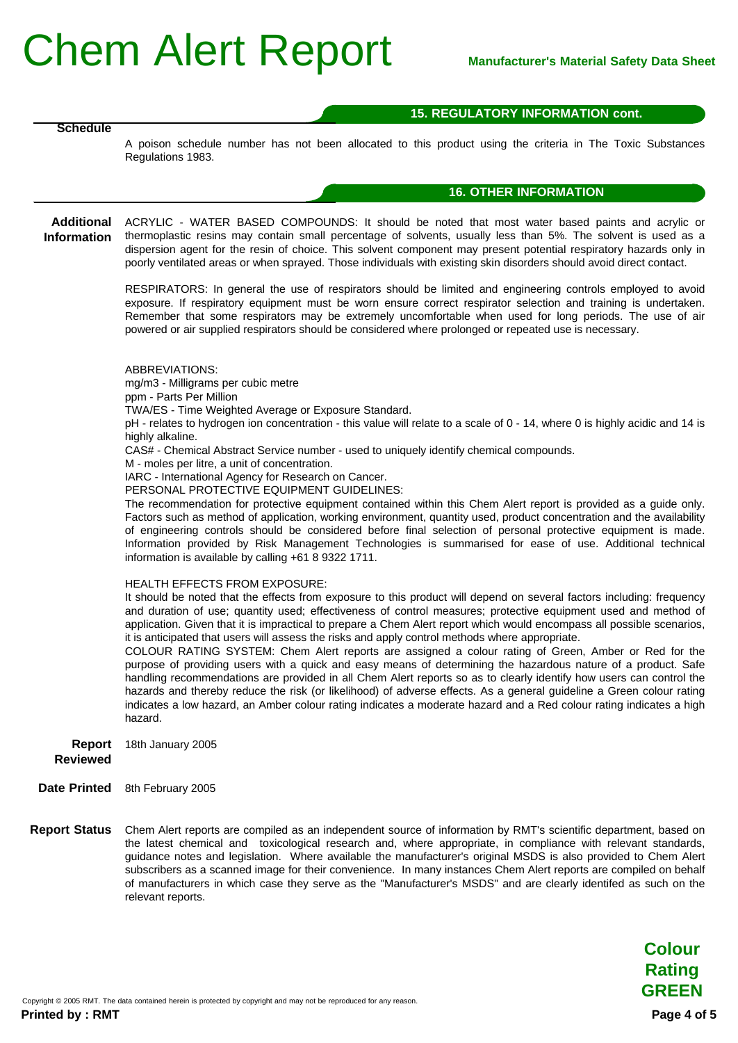## 15. REGULATORY INFORMATION cont.

**Schedule**

A poison schedule number has not been allocated to this product using the criteria in The Toxic Substances Regulations 1983.

## 16. OTHER INFORMATION

**Additional Information**

ACRYLIC - WATER BASED COMPOUNDS: It should be noted that most water based paints and acrylic or thermoplastic resins may contain small percentage of solvents, usually less than 5%. The solvent is used as a dispersion agent for the resin of choice. This solvent component may present potential respiratory hazards only in poorly ventilated areas or when sprayed. Those individuals with existing skin disorders should avoid direct contact.

RESPIRATORS: In general the use of respirators should be limited and engineering controls employed to avoid exposure. If respiratory equipment must be worn ensure correct respirator selection and training is undertaken. Remember that some respirators may be extremely uncomfortable when used for long periods. The use of air powered or air supplied respirators should be considered where prolonged or repeated use is necessary.

ABBREVIATIONS:
mg/m3 - Milligrams per cubic metre
ppm - Parts Per Million
TWA/ES - Time Weighted Average or Exposure Standard.
pH - relates to hydrogen ion concentration - this value will relate to a scale of 0 - 14, where 0 is highly acidic and 14 is highly alkaline.
CAS# - Chemical Abstract Service number - used to uniquely identify chemical compounds.
M - moles per litre, a unit of concentration.
IARC - International Agency for Research on Cancer.
PERSONAL PROTECTIVE EQUIPMENT GUIDELINES:
The recommendation for protective equipment contained within this Chem Alert report is provided as a guide only. Factors such as method of application, working environment, quantity used, product concentration and the availability of engineering controls should be considered before final selection of personal protective equipment is made. Information provided by Risk Management Technologies is summarised for ease of use. Additional technical information is available by calling +61 8 9322 1711.

HEALTH EFFECTS FROM EXPOSURE:
It should be noted that the effects from exposure to this product will depend on several factors including: frequency and duration of use; quantity used; effectiveness of control measures; protective equipment used and method of application. Given that it is impractical to prepare a Chem Alert report which would encompass all possible scenarios, it is anticipated that users will assess the risks and apply control methods where appropriate.
COLOUR RATING SYSTEM: Chem Alert reports are assigned a colour rating of Green, Amber or Red for the purpose of providing users with a quick and easy means of determining the hazardous nature of a product. Safe handling recommendations are provided in all Chem Alert reports so as to clearly identify how users can control the hazards and thereby reduce the risk (or likelihood) of adverse effects. As a general guideline a Green colour rating indicates a low hazard, an Amber colour rating indicates a moderate hazard and a Red colour rating indicates a high hazard.

**Report Reviewed** 18th January 2005

**Date Printed** 8th February 2005

**Report Status** Chem Alert reports are compiled as an independent source of information by RMT's scientific department, based on the latest chemical and toxicological research and, where appropriate, in compliance with relevant standards, guidance notes and legislation. Where available the manufacturer's original MSDS is also provided to Chem Alert subscribers as a scanned image for their convenience. In many instances Chem Alert reports are compiled on behalf of manufacturers in which case they serve as the "Manufacturer's MSDS" and are clearly identifed as such on the relevant reports.

**Colour Rating GREEN**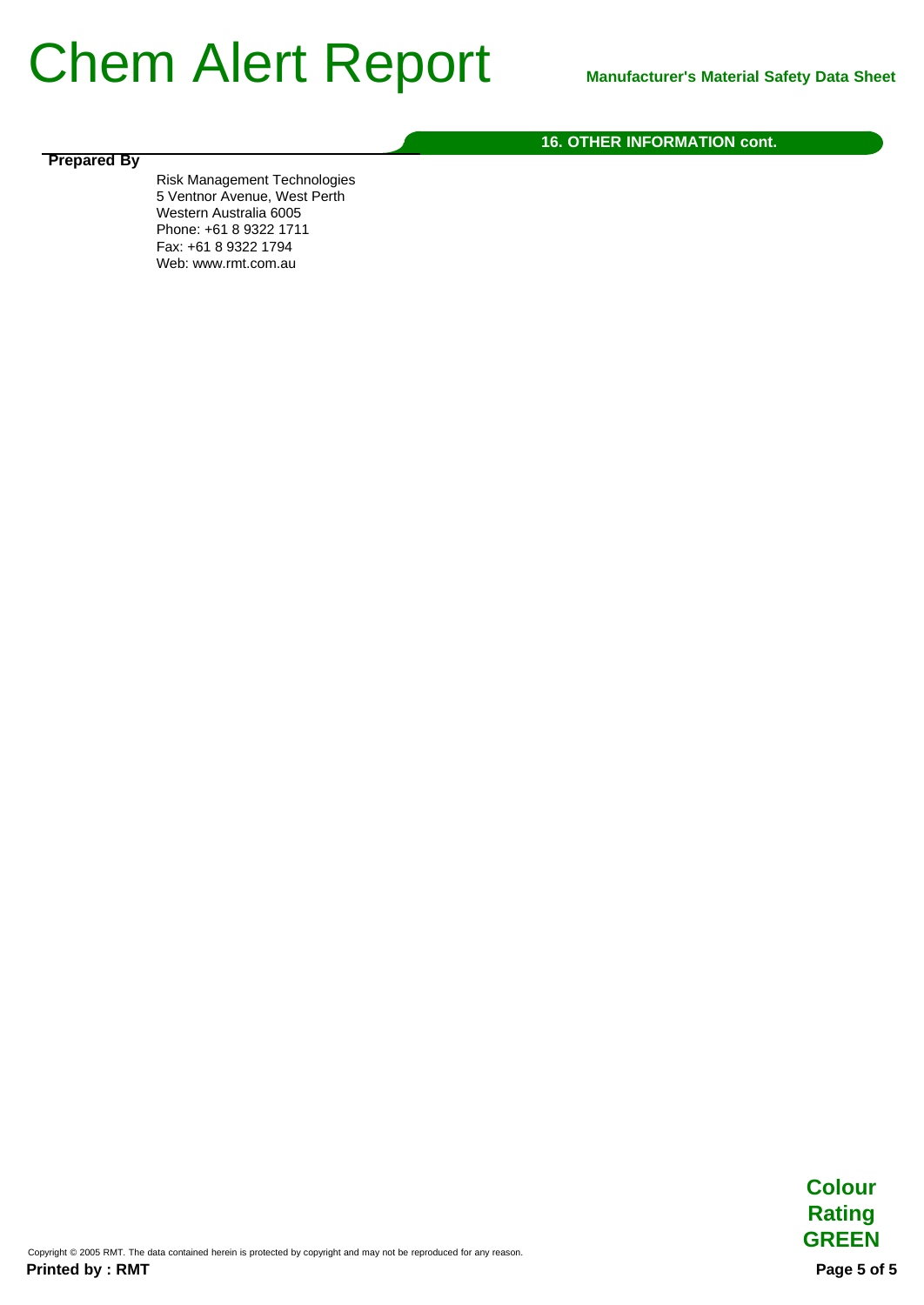## 16. OTHER INFORMATION cont.

**Prepared By**

Risk Management Technologies
5 Ventnor Avenue, West Perth
Western Australia 6005
Phone: +61 8 9322 1711
Fax: +61 8 9322 1794
Web: www.rmt.com.au

**Colour Rating GREEN**

Copyright © 2005 RMT. The data contained herein is protected by copyright and may not be reproduced for any reason.

**Printed by : RMT**